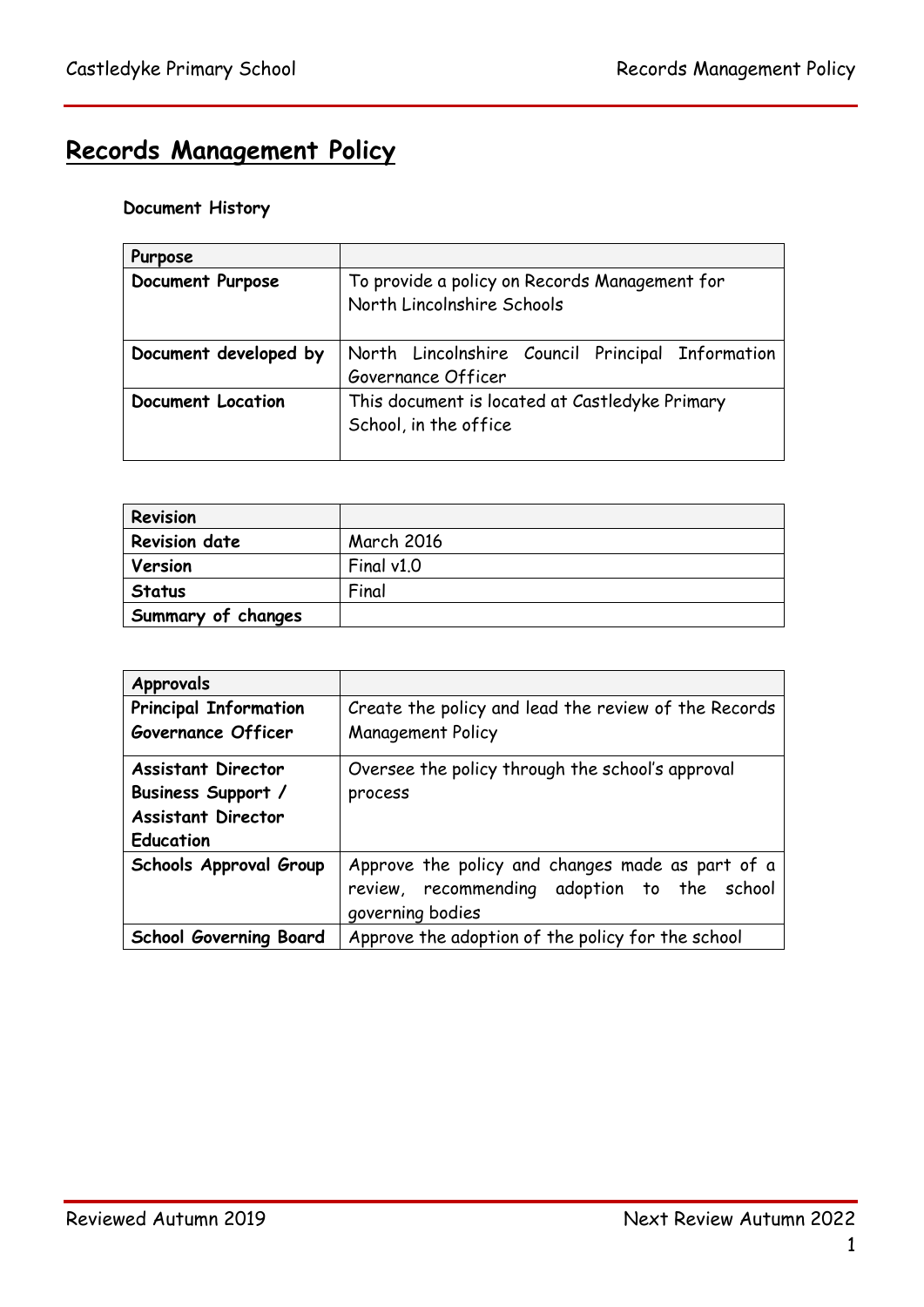# Records Management Policy

**Document History**

| **Purpose** | |
|---|---|
| **Document Purpose** | To provide a policy on Records Management for North Lincolnshire Schools |
| **Document developed by** | North Lincolnshire Council Principal Information Governance Officer |
| **Document Location** | This document is located at Castledyke Primary School, in the office |

| **Revision** | |
|---|---|
| **Revision date** | March 2016 |
| **Version** | Final v1.0 |
| **Status** | Final |
| **Summary of changes** | |

| **Approvals** | |
|---|---|
| **Principal Information Governance Officer** | Create the policy and lead the review of the Records Management Policy |
| **Assistant Director Business Support / Assistant Director Education** | Oversee the policy through the school's approval process |
| **Schools Approval Group** | Approve the policy and changes made as part of a review, recommending adoption to the school governing bodies |
| **School Governing Board** | Approve the adoption of the policy for the school |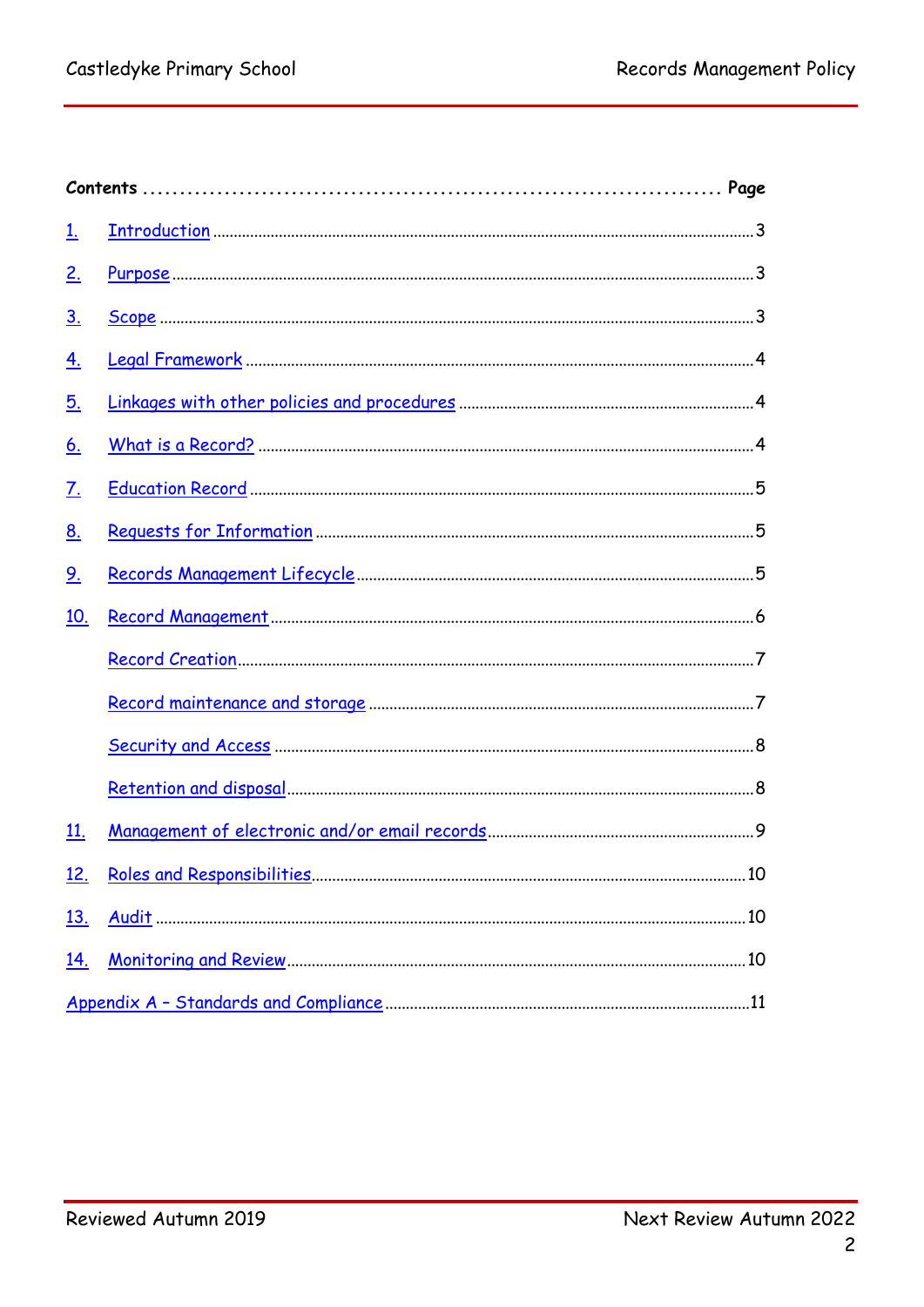**Contents ........................................................................... Page**

1. Introduction ........................................................................... 3
2. Purpose ........................................................................... 3
3. Scope ........................................................................... 3
4. Legal Framework ........................................................................... 4
5. Linkages with other policies and procedures ........................................................................... 4
6. What is a Record? ........................................................................... 4
7. Education Record ........................................................................... 5
8. Requests for Information ........................................................................... 5
9. Records Management Lifecycle ........................................................................... 5
10. Record Management ........................................................................... 6
    - Record Creation ........................................................................... 7
    - Record maintenance and storage ........................................................................... 7
    - Security and Access ........................................................................... 8
    - Retention and disposal ........................................................................... 8
11. Management of electronic and/or email records ........................................................................... 9
12. Roles and Responsibilities ........................................................................... 10
13. Audit ........................................................................... 10
14. Monitoring and Review ........................................................................... 10

Appendix A – Standards and Compliance ........................................................................... 11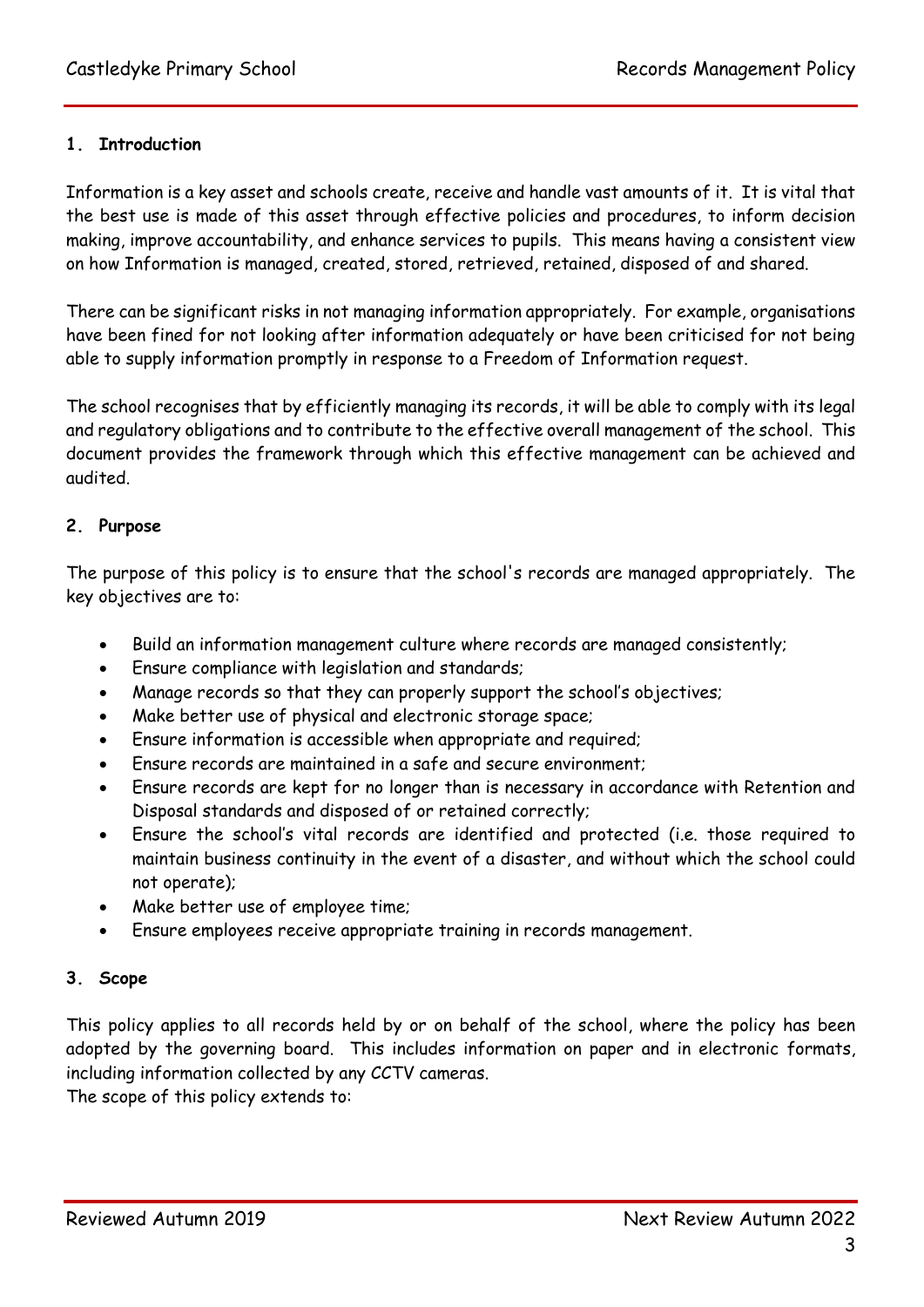## 1. Introduction

Information is a key asset and schools create, receive and handle vast amounts of it. It is vital that the best use is made of this asset through effective policies and procedures, to inform decision making, improve accountability, and enhance services to pupils. This means having a consistent view on how Information is managed, created, stored, retrieved, retained, disposed of and shared.

There can be significant risks in not managing information appropriately. For example, organisations have been fined for not looking after information adequately or have been criticised for not being able to supply information promptly in response to a Freedom of Information request.

The school recognises that by efficiently managing its records, it will be able to comply with its legal and regulatory obligations and to contribute to the effective overall management of the school. This document provides the framework through which this effective management can be achieved and audited.

## 2. Purpose

The purpose of this policy is to ensure that the school's records are managed appropriately. The key objectives are to:

- Build an information management culture where records are managed consistently;
- Ensure compliance with legislation and standards;
- Manage records so that they can properly support the school's objectives;
- Make better use of physical and electronic storage space;
- Ensure information is accessible when appropriate and required;
- Ensure records are maintained in a safe and secure environment;
- Ensure records are kept for no longer than is necessary in accordance with Retention and Disposal standards and disposed of or retained correctly;
- Ensure the school's vital records are identified and protected (i.e. those required to maintain business continuity in the event of a disaster, and without which the school could not operate);
- Make better use of employee time;
- Ensure employees receive appropriate training in records management.

## 3. Scope

This policy applies to all records held by or on behalf of the school, where the policy has been adopted by the governing board. This includes information on paper and in electronic formats, including information collected by any CCTV cameras.

The scope of this policy extends to: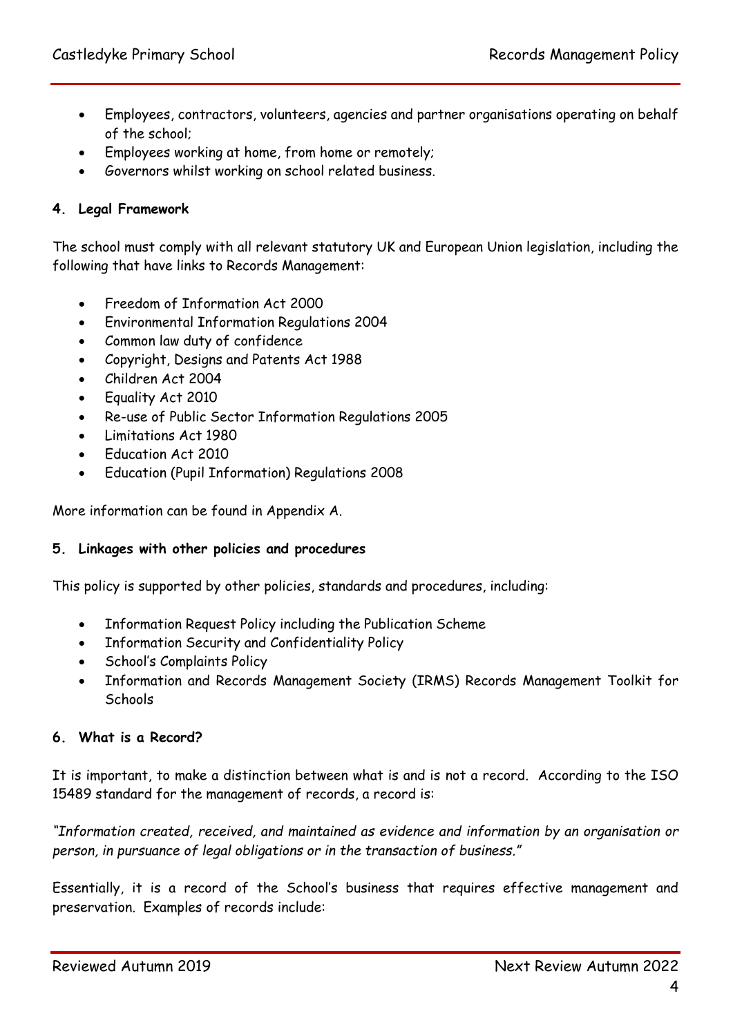- Employees, contractors, volunteers, agencies and partner organisations operating on behalf of the school;
- Employees working at home, from home or remotely;
- Governors whilst working on school related business.

## 4. Legal Framework

The school must comply with all relevant statutory UK and European Union legislation, including the following that have links to Records Management:

- Freedom of Information Act 2000
- Environmental Information Regulations 2004
- Common law duty of confidence
- Copyright, Designs and Patents Act 1988
- Children Act 2004
- Equality Act 2010
- Re-use of Public Sector Information Regulations 2005
- Limitations Act 1980
- Education Act 2010
- Education (Pupil Information) Regulations 2008

More information can be found in Appendix A.

## 5. Linkages with other policies and procedures

This policy is supported by other policies, standards and procedures, including:

- Information Request Policy including the Publication Scheme
- Information Security and Confidentiality Policy
- School's Complaints Policy
- Information and Records Management Society (IRMS) Records Management Toolkit for Schools

## 6. What is a Record?

It is important, to make a distinction between what is and is not a record. According to the ISO 15489 standard for the management of records, a record is:

*"Information created, received, and maintained as evidence and information by an organisation or person, in pursuance of legal obligations or in the transaction of business."*

Essentially, it is a record of the School's business that requires effective management and preservation. Examples of records include: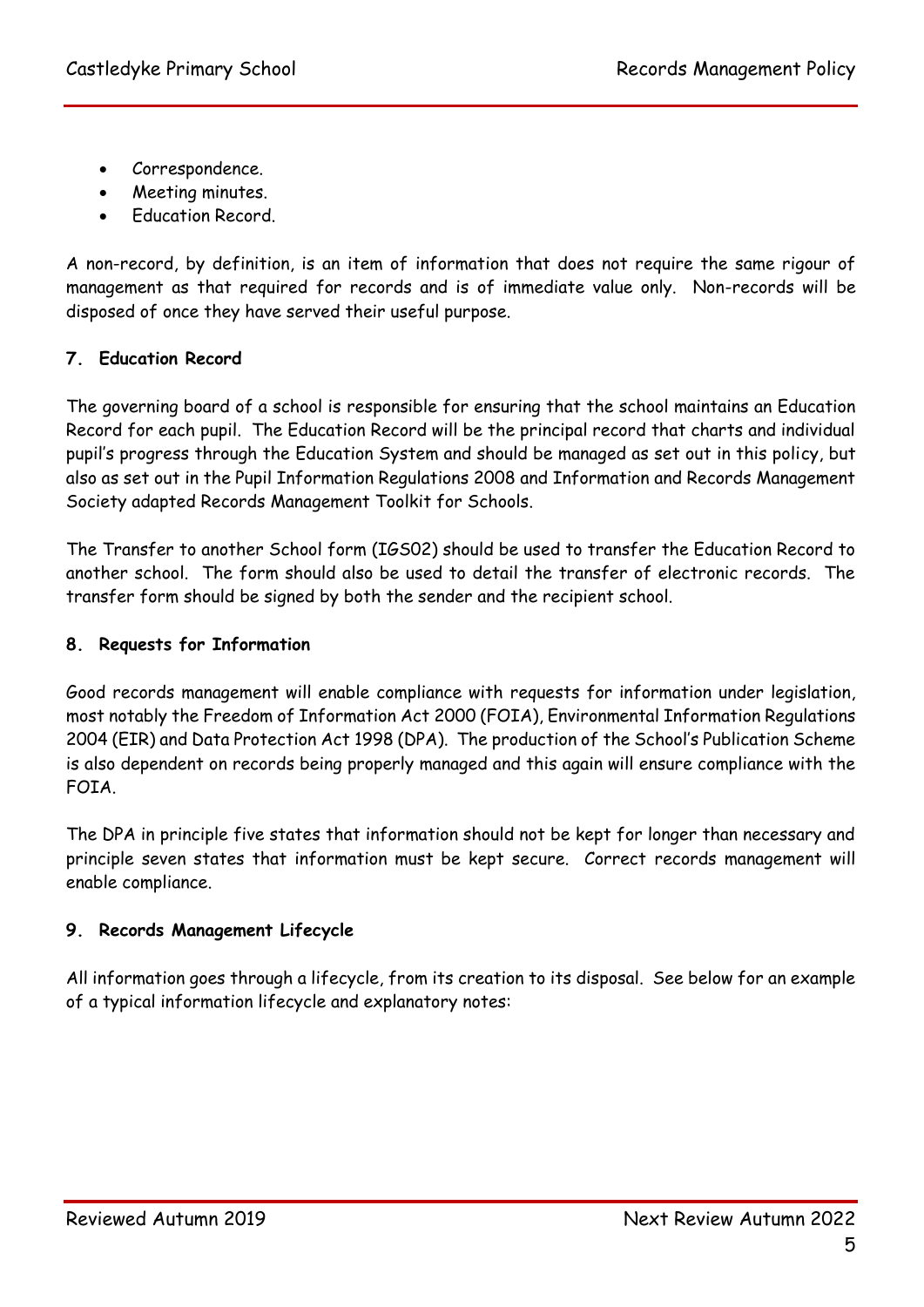- Correspondence.
- Meeting minutes.
- Education Record.

A non-record, by definition, is an item of information that does not require the same rigour of management as that required for records and is of immediate value only. Non-records will be disposed of once they have served their useful purpose.

## 7. Education Record

The governing board of a school is responsible for ensuring that the school maintains an Education Record for each pupil. The Education Record will be the principal record that charts and individual pupil's progress through the Education System and should be managed as set out in this policy, but also as set out in the Pupil Information Regulations 2008 and Information and Records Management Society adapted Records Management Toolkit for Schools.

The Transfer to another School form (IGS02) should be used to transfer the Education Record to another school. The form should also be used to detail the transfer of electronic records. The transfer form should be signed by both the sender and the recipient school.

## 8. Requests for Information

Good records management will enable compliance with requests for information under legislation, most notably the Freedom of Information Act 2000 (FOIA), Environmental Information Regulations 2004 (EIR) and Data Protection Act 1998 (DPA). The production of the School's Publication Scheme is also dependent on records being properly managed and this again will ensure compliance with the FOIA.

The DPA in principle five states that information should not be kept for longer than necessary and principle seven states that information must be kept secure. Correct records management will enable compliance.

## 9. Records Management Lifecycle

All information goes through a lifecycle, from its creation to its disposal. See below for an example of a typical information lifecycle and explanatory notes: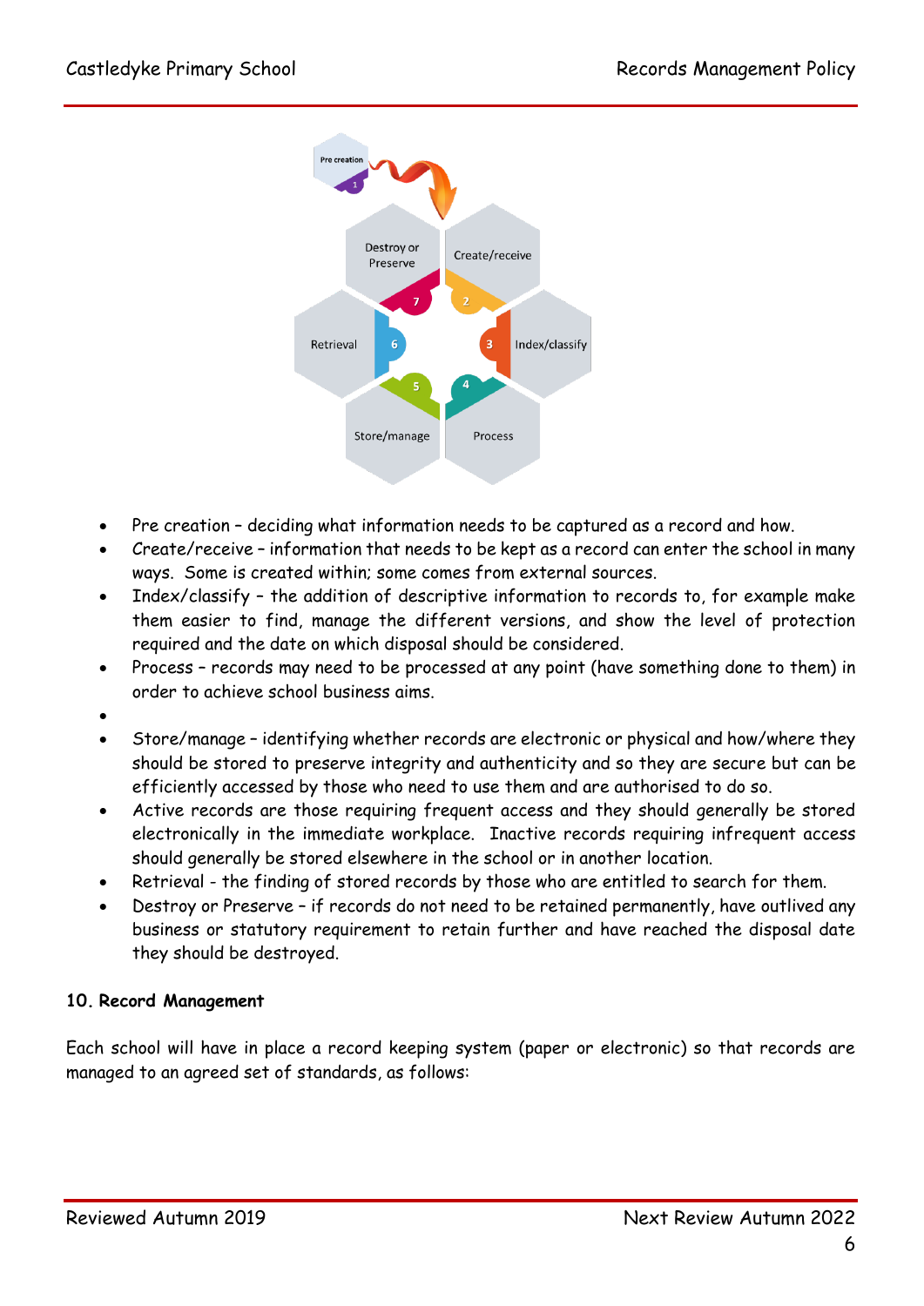- Pre creation – deciding what information needs to be captured as a record and how.
- Create/receive – information that needs to be kept as a record can enter the school in many ways. Some is created within; some comes from external sources.
- Index/classify – the addition of descriptive information to records to, for example make them easier to find, manage the different versions, and show the level of protection required and the date on which disposal should be considered.
- Process – records may need to be processed at any point (have something done to them) in order to achieve school business aims.
- 
- Store/manage – identifying whether records are electronic or physical and how/where they should be stored to preserve integrity and authenticity and so they are secure but can be efficiently accessed by those who need to use them and are authorised to do so.
- Active records are those requiring frequent access and they should generally be stored electronically in the immediate workplace. Inactive records requiring infrequent access should generally be stored elsewhere in the school or in another location.
- Retrieval - the finding of stored records by those who are entitled to search for them.
- Destroy or Preserve – if records do not need to be retained permanently, have outlived any business or statutory requirement to retain further and have reached the disposal date they should be destroyed.

**10. Record Management**

Each school will have in place a record keeping system (paper or electronic) so that records are managed to an agreed set of standards, as follows: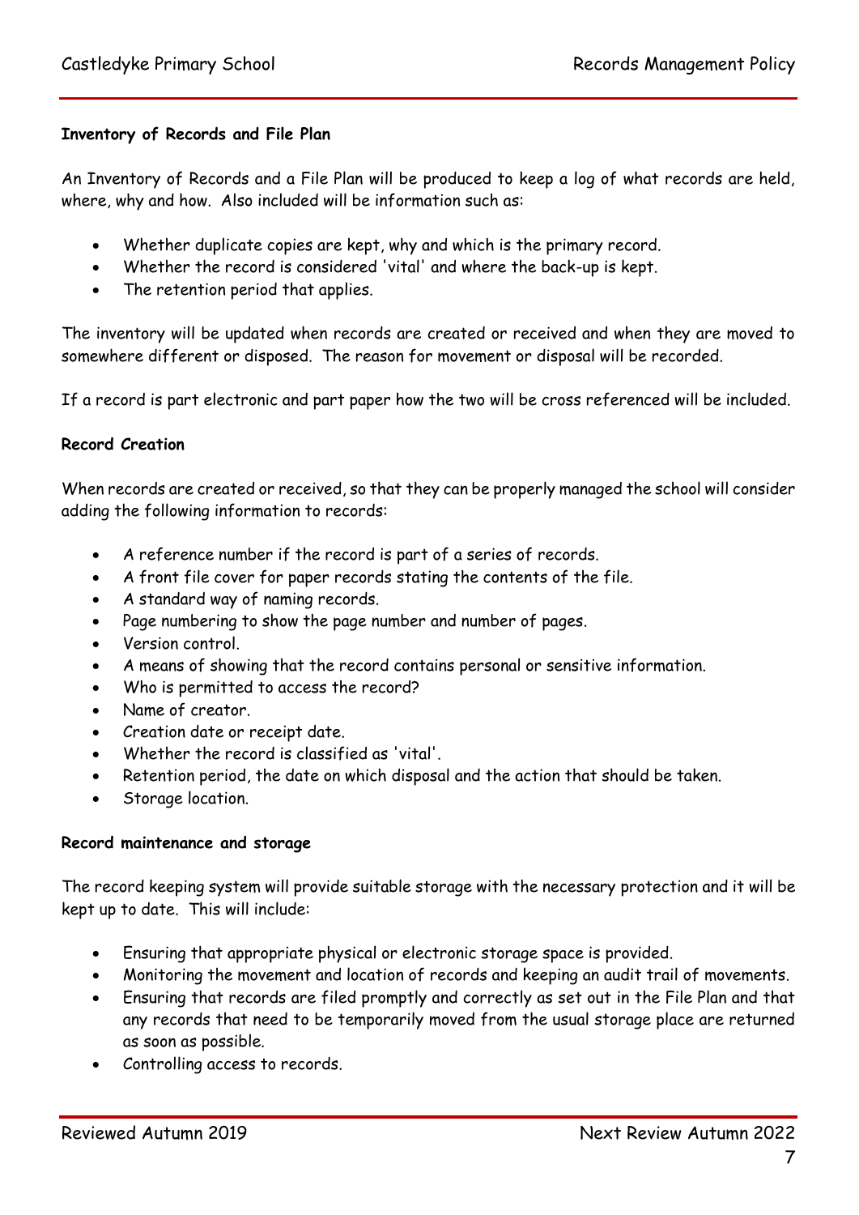**Inventory of Records and File Plan**

An Inventory of Records and a File Plan will be produced to keep a log of what records are held, where, why and how. Also included will be information such as:

- Whether duplicate copies are kept, why and which is the primary record.
- Whether the record is considered 'vital' and where the back-up is kept.
- The retention period that applies.

The inventory will be updated when records are created or received and when they are moved to somewhere different or disposed. The reason for movement or disposal will be recorded.

If a record is part electronic and part paper how the two will be cross referenced will be included.

**Record Creation**

When records are created or received, so that they can be properly managed the school will consider adding the following information to records:

- A reference number if the record is part of a series of records.
- A front file cover for paper records stating the contents of the file.
- A standard way of naming records.
- Page numbering to show the page number and number of pages.
- Version control.
- A means of showing that the record contains personal or sensitive information.
- Who is permitted to access the record?
- Name of creator.
- Creation date or receipt date.
- Whether the record is classified as 'vital'.
- Retention period, the date on which disposal and the action that should be taken.
- Storage location.

**Record maintenance and storage**

The record keeping system will provide suitable storage with the necessary protection and it will be kept up to date. This will include:

- Ensuring that appropriate physical or electronic storage space is provided.
- Monitoring the movement and location of records and keeping an audit trail of movements.
- Ensuring that records are filed promptly and correctly as set out in the File Plan and that any records that need to be temporarily moved from the usual storage place are returned as soon as possible.
- Controlling access to records.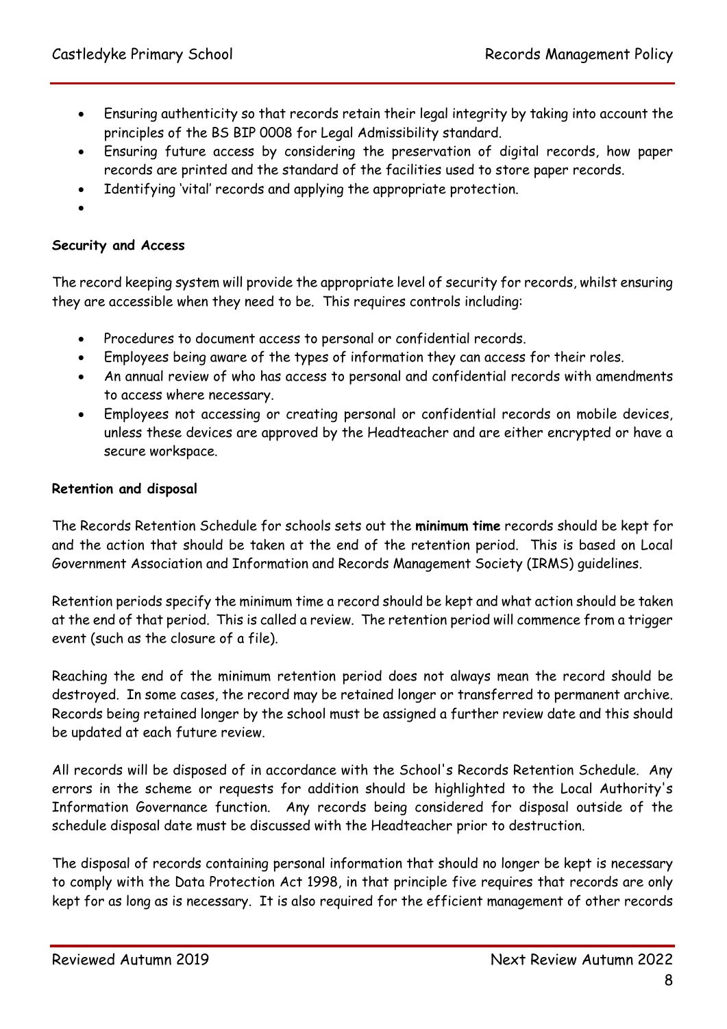- Ensuring authenticity so that records retain their legal integrity by taking into account the principles of the BS BIP 0008 for Legal Admissibility standard.
- Ensuring future access by considering the preservation of digital records, how paper records are printed and the standard of the facilities used to store paper records.
- Identifying 'vital' records and applying the appropriate protection.

**Security and Access**

The record keeping system will provide the appropriate level of security for records, whilst ensuring they are accessible when they need to be. This requires controls including:

- Procedures to document access to personal or confidential records.
- Employees being aware of the types of information they can access for their roles.
- An annual review of who has access to personal and confidential records with amendments to access where necessary.
- Employees not accessing or creating personal or confidential records on mobile devices, unless these devices are approved by the Headteacher and are either encrypted or have a secure workspace.

**Retention and disposal**

The Records Retention Schedule for schools sets out the **minimum time** records should be kept for and the action that should be taken at the end of the retention period. This is based on Local Government Association and Information and Records Management Society (IRMS) guidelines.

Retention periods specify the minimum time a record should be kept and what action should be taken at the end of that period. This is called a review. The retention period will commence from a trigger event (such as the closure of a file).

Reaching the end of the minimum retention period does not always mean the record should be destroyed. In some cases, the record may be retained longer or transferred to permanent archive. Records being retained longer by the school must be assigned a further review date and this should be updated at each future review.

All records will be disposed of in accordance with the School's Records Retention Schedule. Any errors in the scheme or requests for addition should be highlighted to the Local Authority's Information Governance function. Any records being considered for disposal outside of the schedule disposal date must be discussed with the Headteacher prior to destruction.

The disposal of records containing personal information that should no longer be kept is necessary to comply with the Data Protection Act 1998, in that principle five requires that records are only kept for as long as is necessary. It is also required for the efficient management of other records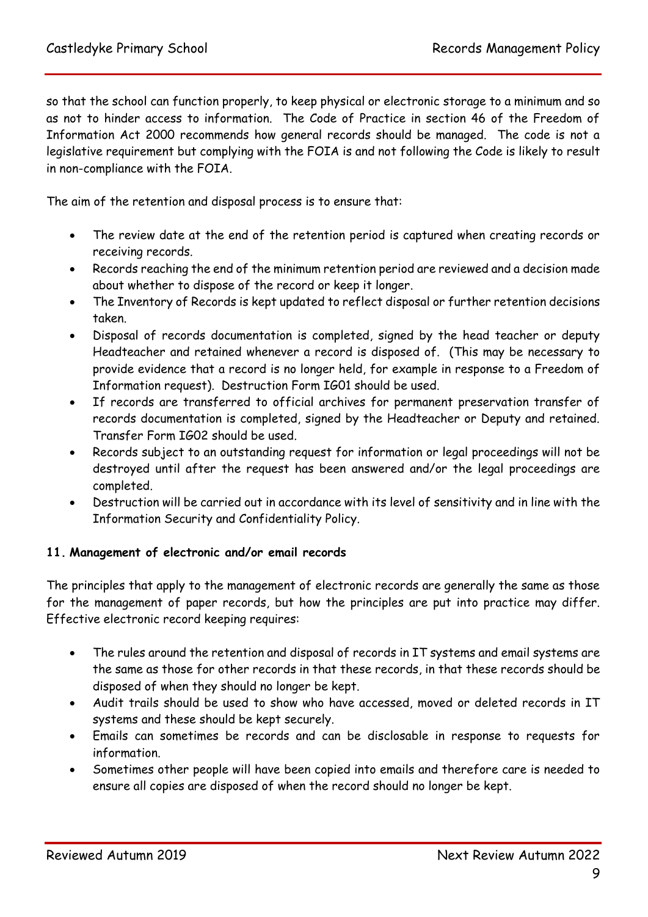so that the school can function properly, to keep physical or electronic storage to a minimum and so as not to hinder access to information. The Code of Practice in section 46 of the Freedom of Information Act 2000 recommends how general records should be managed. The code is not a legislative requirement but complying with the FOIA is and not following the Code is likely to result in non-compliance with the FOIA.

The aim of the retention and disposal process is to ensure that:

- The review date at the end of the retention period is captured when creating records or receiving records.
- Records reaching the end of the minimum retention period are reviewed and a decision made about whether to dispose of the record or keep it longer.
- The Inventory of Records is kept updated to reflect disposal or further retention decisions taken.
- Disposal of records documentation is completed, signed by the head teacher or deputy Headteacher and retained whenever a record is disposed of. (This may be necessary to provide evidence that a record is no longer held, for example in response to a Freedom of Information request). Destruction Form IG01 should be used.
- If records are transferred to official archives for permanent preservation transfer of records documentation is completed, signed by the Headteacher or Deputy and retained. Transfer Form IG02 should be used.
- Records subject to an outstanding request for information or legal proceedings will not be destroyed until after the request has been answered and/or the legal proceedings are completed.
- Destruction will be carried out in accordance with its level of sensitivity and in line with the Information Security and Confidentiality Policy.

### 11. Management of electronic and/or email records

The principles that apply to the management of electronic records are generally the same as those for the management of paper records, but how the principles are put into practice may differ. Effective electronic record keeping requires:

- The rules around the retention and disposal of records in IT systems and email systems are the same as those for other records in that these records, in that these records should be disposed of when they should no longer be kept.
- Audit trails should be used to show who have accessed, moved or deleted records in IT systems and these should be kept securely.
- Emails can sometimes be records and can be disclosable in response to requests for information.
- Sometimes other people will have been copied into emails and therefore care is needed to ensure all copies are disposed of when the record should no longer be kept.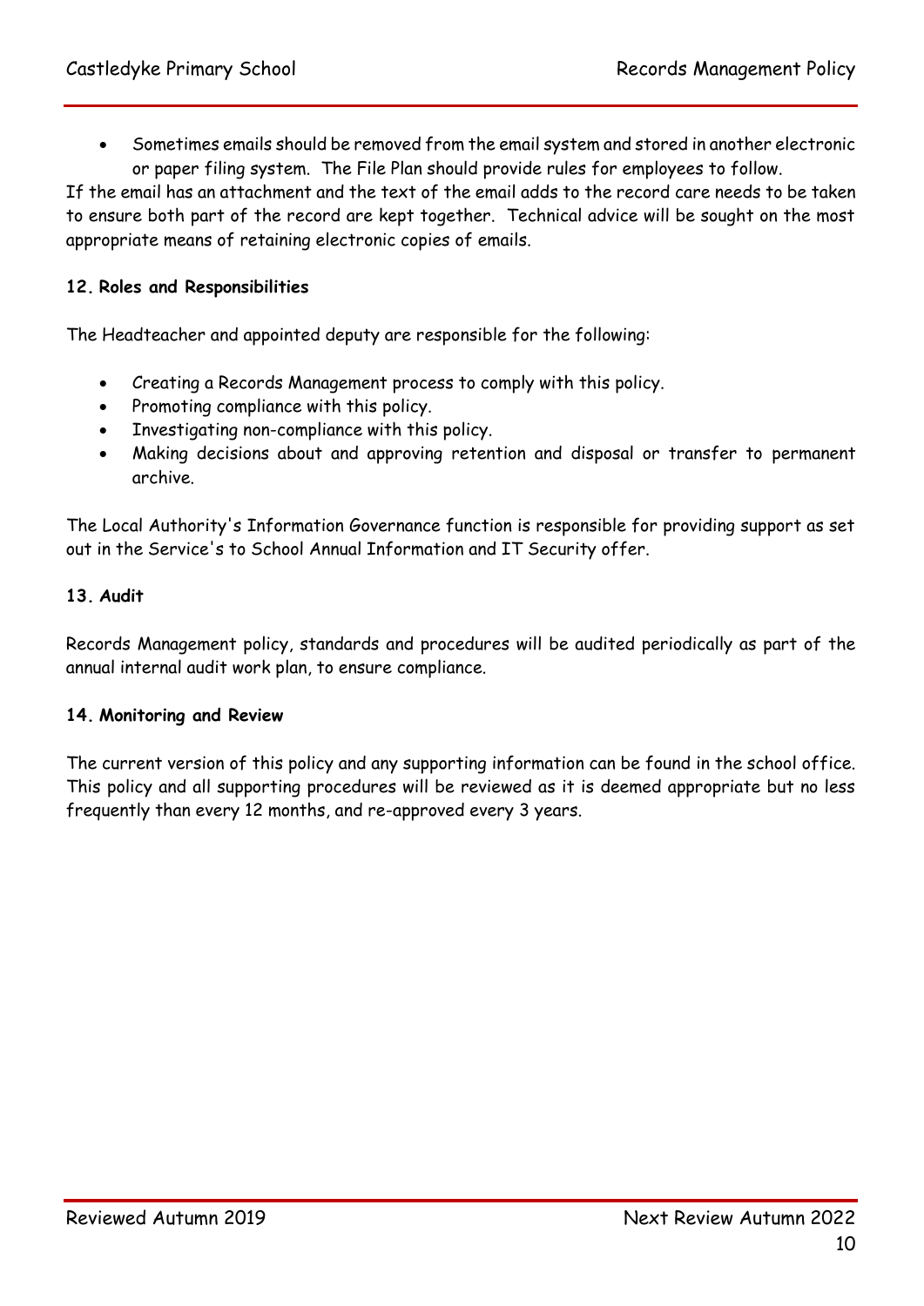- Sometimes emails should be removed from the email system and stored in another electronic or paper filing system. The File Plan should provide rules for employees to follow.

If the email has an attachment and the text of the email adds to the record care needs to be taken to ensure both part of the record are kept together. Technical advice will be sought on the most appropriate means of retaining electronic copies of emails.

## 12. Roles and Responsibilities

The Headteacher and appointed deputy are responsible for the following:

- Creating a Records Management process to comply with this policy.
- Promoting compliance with this policy.
- Investigating non-compliance with this policy.
- Making decisions about and approving retention and disposal or transfer to permanent archive.

The Local Authority's Information Governance function is responsible for providing support as set out in the Service's to School Annual Information and IT Security offer.

## 13. Audit

Records Management policy, standards and procedures will be audited periodically as part of the annual internal audit work plan, to ensure compliance.

## 14. Monitoring and Review

The current version of this policy and any supporting information can be found in the school office. This policy and all supporting procedures will be reviewed as it is deemed appropriate but no less frequently than every 12 months, and re-approved every 3 years.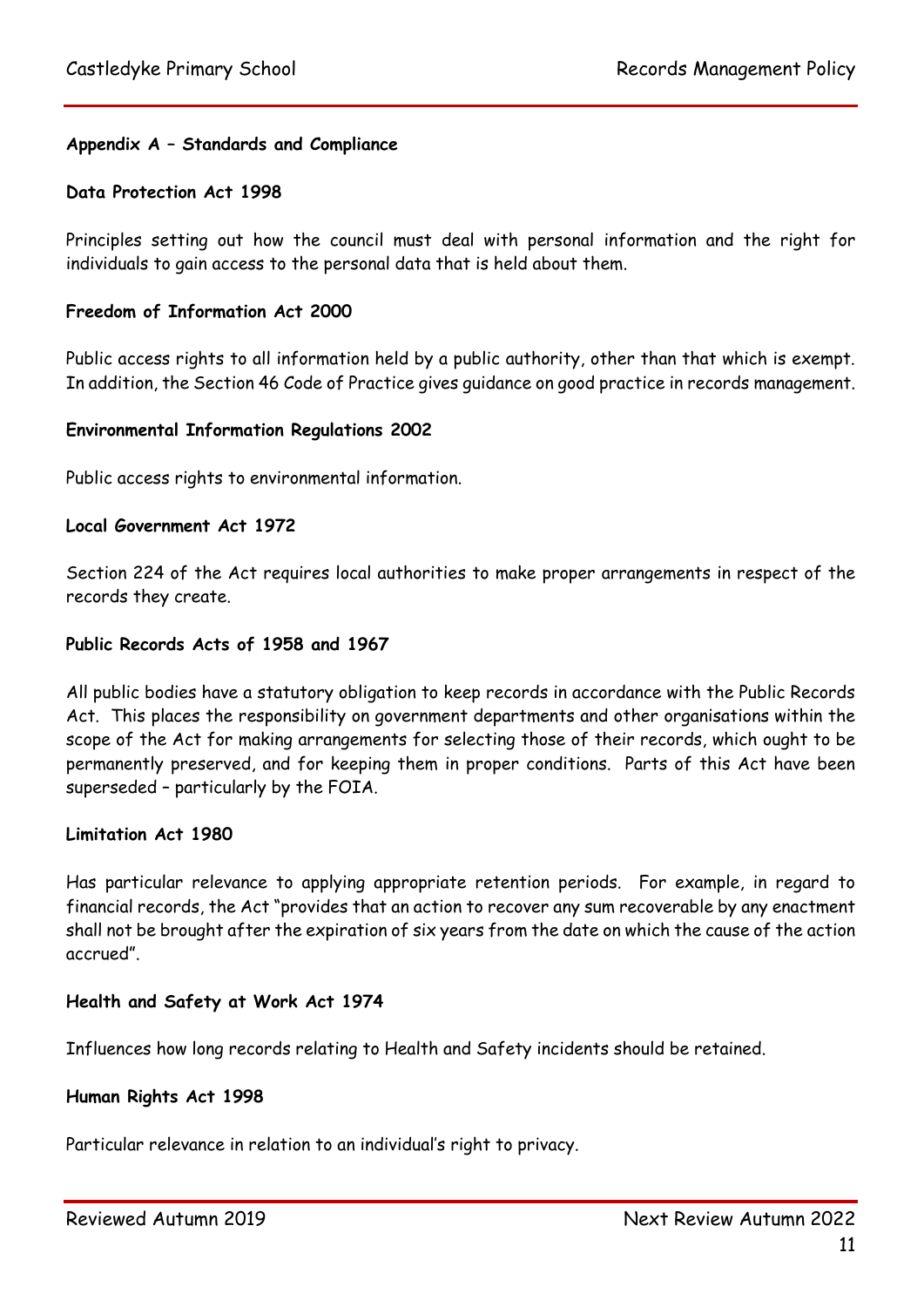**Appendix A – Standards and Compliance**

**Data Protection Act 1998**

Principles setting out how the council must deal with personal information and the right for individuals to gain access to the personal data that is held about them.

**Freedom of Information Act 2000**

Public access rights to all information held by a public authority, other than that which is exempt. In addition, the Section 46 Code of Practice gives guidance on good practice in records management.

**Environmental Information Regulations 2002**

Public access rights to environmental information.

**Local Government Act 1972**

Section 224 of the Act requires local authorities to make proper arrangements in respect of the records they create.

**Public Records Acts of 1958 and 1967**

All public bodies have a statutory obligation to keep records in accordance with the Public Records Act. This places the responsibility on government departments and other organisations within the scope of the Act for making arrangements for selecting those of their records, which ought to be permanently preserved, and for keeping them in proper conditions. Parts of this Act have been superseded – particularly by the FOIA.

**Limitation Act 1980**

Has particular relevance to applying appropriate retention periods. For example, in regard to financial records, the Act "provides that an action to recover any sum recoverable by any enactment shall not be brought after the expiration of six years from the date on which the cause of the action accrued".

**Health and Safety at Work Act 1974**

Influences how long records relating to Health and Safety incidents should be retained.

**Human Rights Act 1998**

Particular relevance in relation to an individual's right to privacy.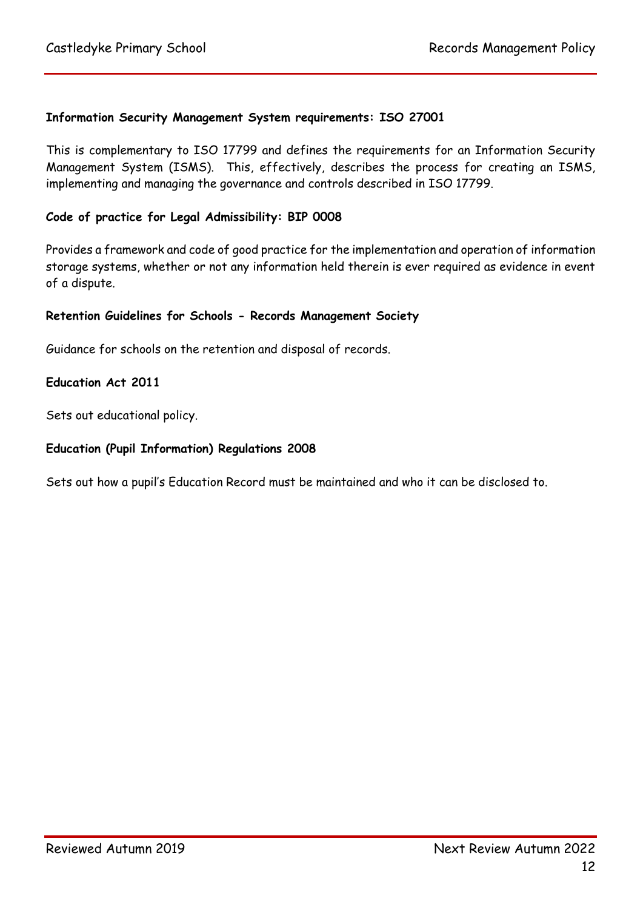**Information Security Management System requirements: ISO 27001**

This is complementary to ISO 17799 and defines the requirements for an Information Security Management System (ISMS). This, effectively, describes the process for creating an ISMS, implementing and managing the governance and controls described in ISO 17799.

**Code of practice for Legal Admissibility: BIP 0008**

Provides a framework and code of good practice for the implementation and operation of information storage systems, whether or not any information held therein is ever required as evidence in event of a dispute.

**Retention Guidelines for Schools - Records Management Society**

Guidance for schools on the retention and disposal of records.

**Education Act 2011**

Sets out educational policy.

**Education (Pupil Information) Regulations 2008**

Sets out how a pupil's Education Record must be maintained and who it can be disclosed to.